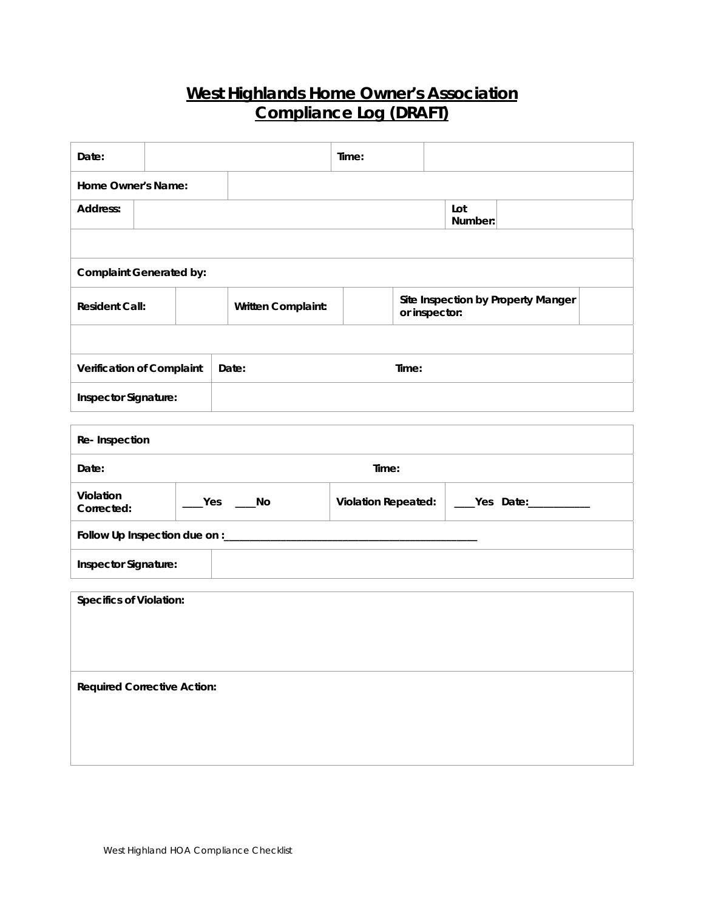# West Highlands Home Owner's Association
## Compliance Log (DRAFT)

| Date: | | Time: | |
|---|---|---|---|
| Home Owner's Name: | | | |
| Address: | | Lot Number: | |
| | | | |
| Complaint Generated by: | | | |

| Resident Call: | | Written Complaint: | | Site Inspection by Property Manger or inspector: | |
|---|---|---|---|---|---|
| | | | | | |
| Verification of Complaint | Date: | | Time: | | |
| Inspector Signature: | | | | | |

| Re- Inspection | | | |
|---|---|---|---|
| Date: | | Time: | |
| Violation Corrected: | ____Yes ____No | Violation Repeated: | ____Yes Date:___________ |
| Follow Up Inspection due on :_____________________________________________ | | | |
| Inspector Signature: | | | |

| Specifics of Violation: |
|---|
| |
| **Required Corrective Action:** |
| |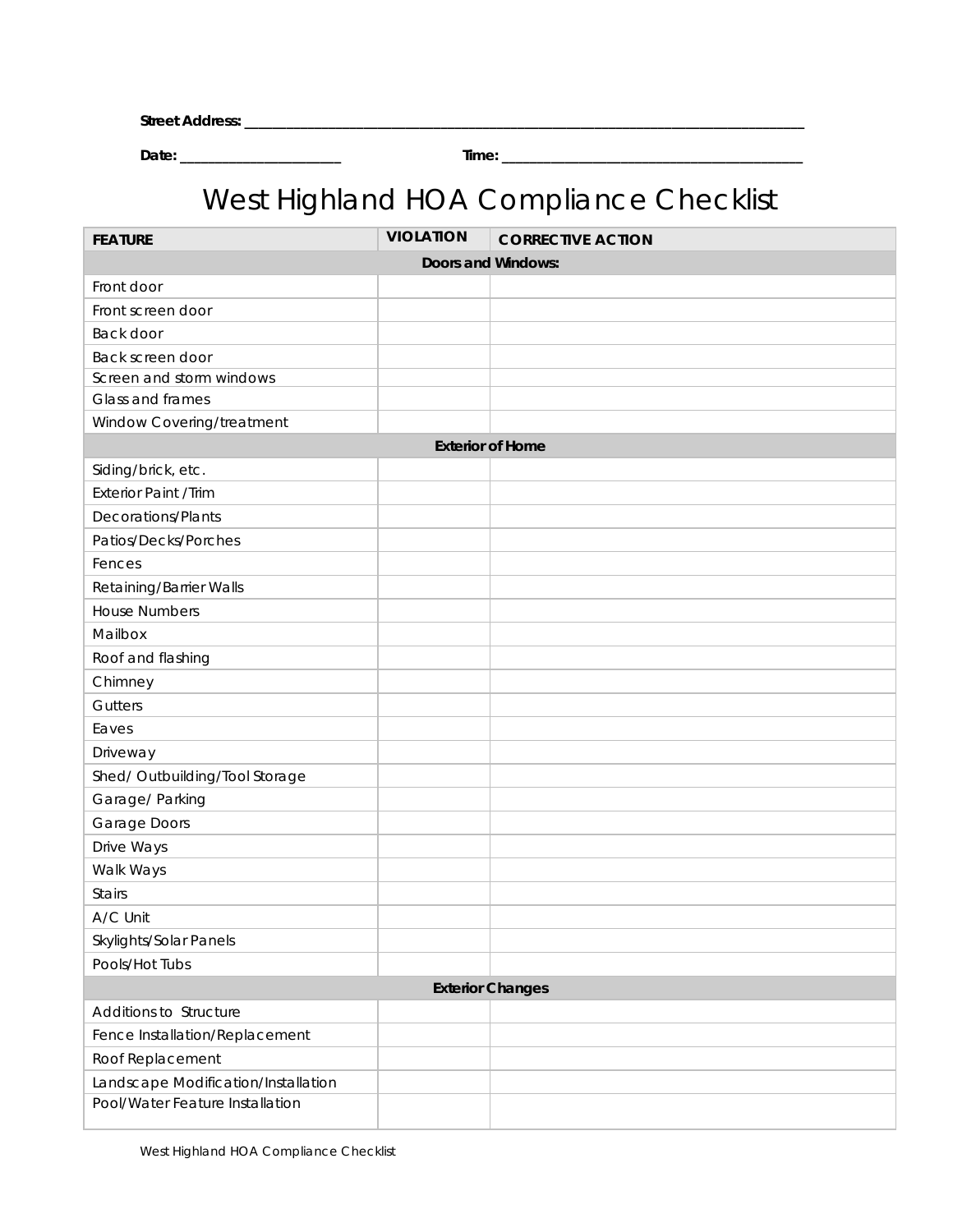**Street Address:** ______________________________________________________________________________

**Date:** ______________________ **Time:** __________________________________________

# West Highland HOA Compliance Checklist

| FEATURE | VIOLATION | CORRECTIVE ACTION |
|---|---|---|
| | **Doors and Windows:** | |
| Front door | | |
| Front screen door | | |
| Back door | | |
| Back screen door | | |
| Screen and storm windows | | |
| Glass and frames | | |
| Window Covering/treatment | | |
| | **Exterior of Home** | |
| Siding/brick, etc. | | |
| Exterior Paint /Trim | | |
| Decorations/Plants | | |
| Patios/Decks/Porches | | |
| Fences | | |
| Retaining/Barrier Walls | | |
| House Numbers | | |
| Mailbox | | |
| Roof and flashing | | |
| Chimney | | |
| Gutters | | |
| Eaves | | |
| Driveway | | |
| Shed/ Outbuilding/Tool Storage | | |
| Garage/ Parking | | |
| Garage Doors | | |
| Drive Ways | | |
| Walk Ways | | |
| Stairs | | |
| A/C Unit | | |
| Skylights/Solar Panels | | |
| Pools/Hot Tubs | | |
| | **Exterior Changes** | |
| Additions to Structure | | |
| Fence Installation/Replacement | | |
| Roof Replacement | | |
| Landscape Modification/Installation | | |
| Pool/Water Feature Installation | | |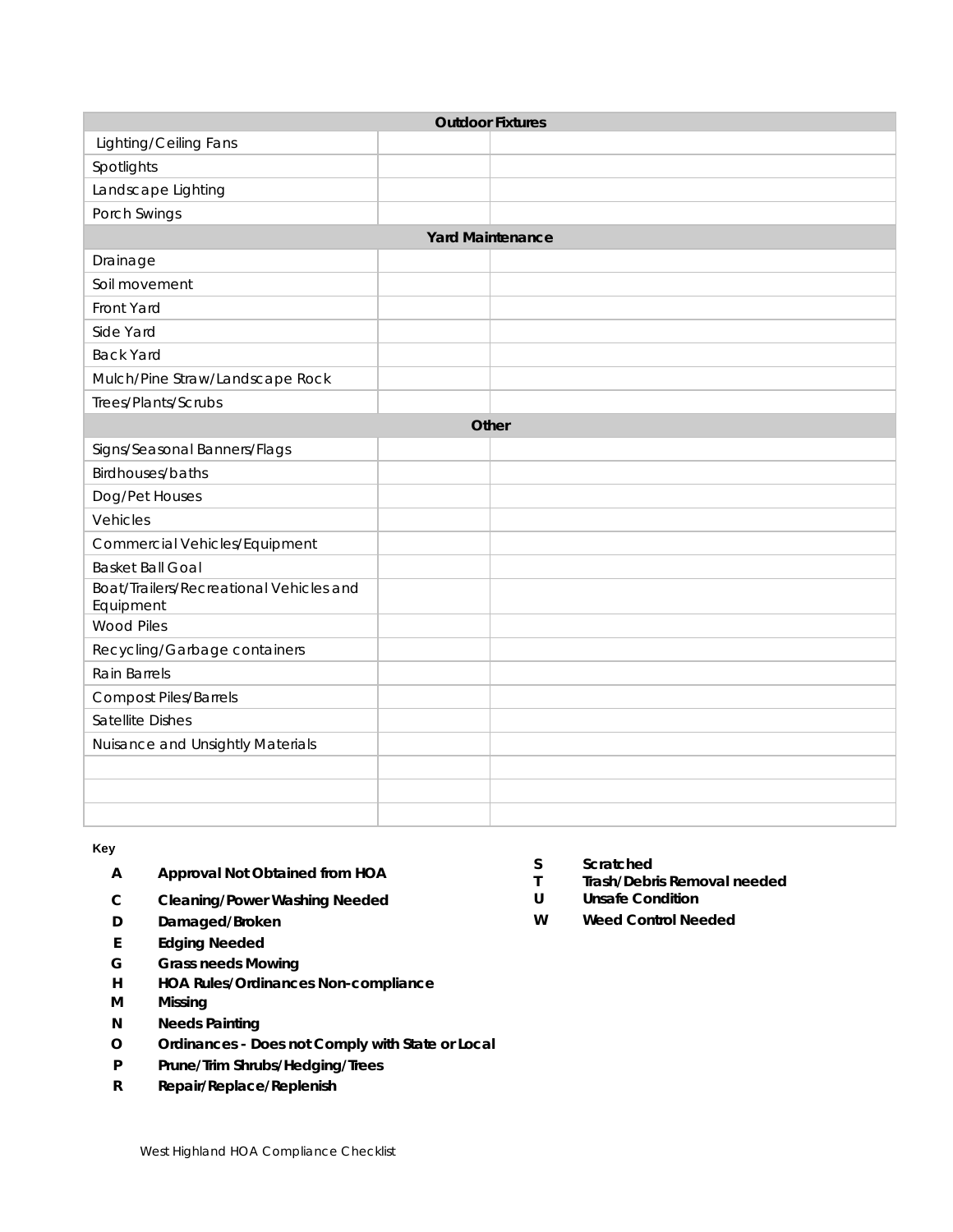| | | |
|---|---|---|
| **Outdoor Fixtures** | | |
| Lighting/Ceiling Fans | | |
| Spotlights | | |
| Landscape Lighting | | |
| Porch Swings | | |
| **Yard Maintenance** | | |
| Drainage | | |
| Soil movement | | |
| Front Yard | | |
| Side Yard | | |
| Back Yard | | |
| Mulch/Pine Straw/Landscape Rock | | |
| Trees/Plants/Scrubs | | |
| **Other** | | |
| Signs/Seasonal Banners/Flags | | |
| Birdhouses/baths | | |
| Dog/Pet Houses | | |
| Vehicles | | |
| Commercial Vehicles/Equipment | | |
| Basket Ball Goal | | |
| Boat/Trailers/Recreational Vehicles and Equipment | | |
| Wood Piles | | |
| Recycling/Garbage containers | | |
| Rain Barrels | | |
| Compost Piles/Barrels | | |
| Satellite Dishes | | |
| Nuisance and Unsightly Materials | | |
| | | |
| | | |
| | | |

**Key**

- **A** **Approval Not Obtained from HOA**
- **C** **Cleaning/Power Washing Needed**
- **D** **Damaged/Broken**
- **E** **Edging Needed**
- **G** **Grass needs Mowing**
- **H** **HOA Rules/Ordinances Non-compliance**
- **M** **Missing**
- **N** **Needs Painting**
- **O** **Ordinances - Does not Comply with State or Local**
- **P** **Prune/Trim Shrubs/Hedging/Trees**
- **R** **Repair/Replace/Replenish**
- **S** **Scratched**
- **T** **Trash/Debris Removal needed**
- **U** **Unsafe Condition**
- **W** **Weed Control Needed**